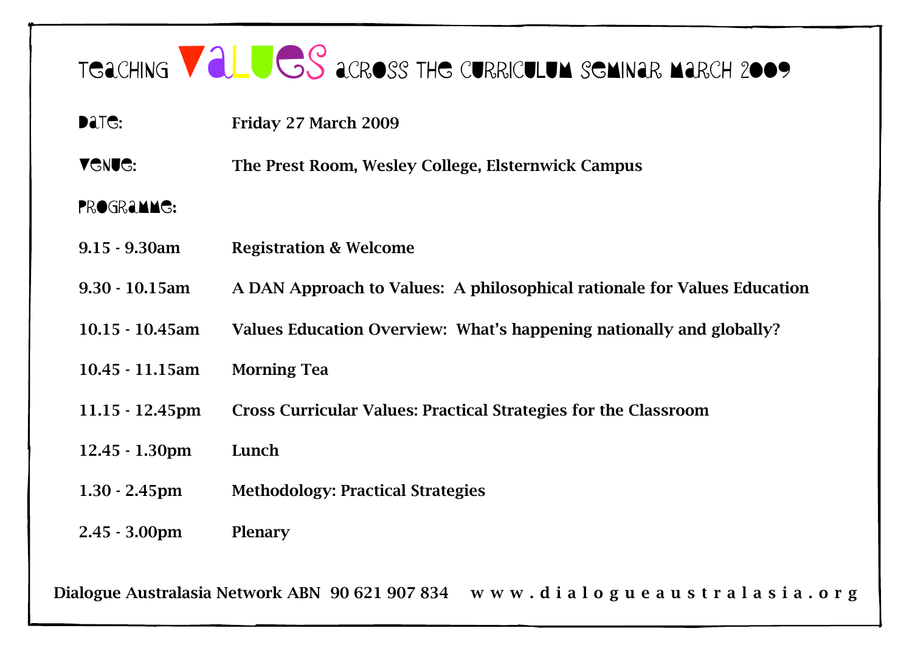# Teaching Values across the Curriculum Seminar March 2009

**Date:** Friday 27 March 2009

**Venue:** The Prest Room, Wesley College, Elsternwick Campus

**Programme:**

| | |
|---|---|
| 9.15 - 9.30am | Registration & Welcome |
| 9.30 - 10.15am | A DAN Approach to Values: A philosophical rationale for Values Education |
| 10.15 - 10.45am | Values Education Overview: What's happening nationally and globally? |
| 10.45 - 11.15am | Morning Tea |
| 11.15 - 12.45pm | Cross Curricular Values: Practical Strategies for the Classroom |
| 12.45 - 1.30pm | Lunch |
| 1.30 - 2.45pm | Methodology: Practical Strategies |
| 2.45 - 3.00pm | Plenary |

Dialogue Australasia Network ABN 90 621 907 834 www.dialogueaustralasia.org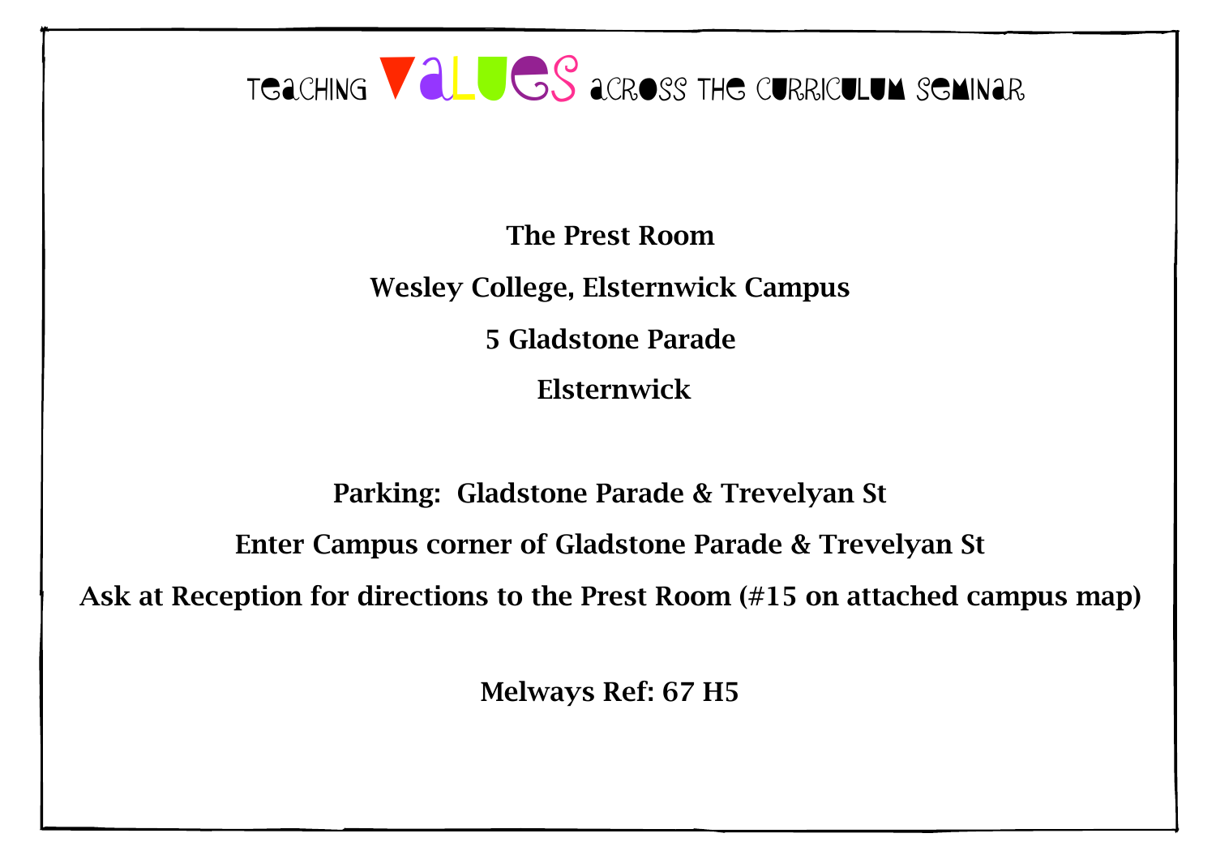# Teaching Values across the Curriculum Seminar

**The Prest Room**

**Wesley College, Elsternwick Campus**

**5 Gladstone Parade**

**Elsternwick**

**Parking: Gladstone Parade & Trevelyan St**

**Enter Campus corner of Gladstone Parade & Trevelyan St**

**Ask at Reception for directions to the Prest Room (#15 on attached campus map)**

**Melways Ref: 67 H5**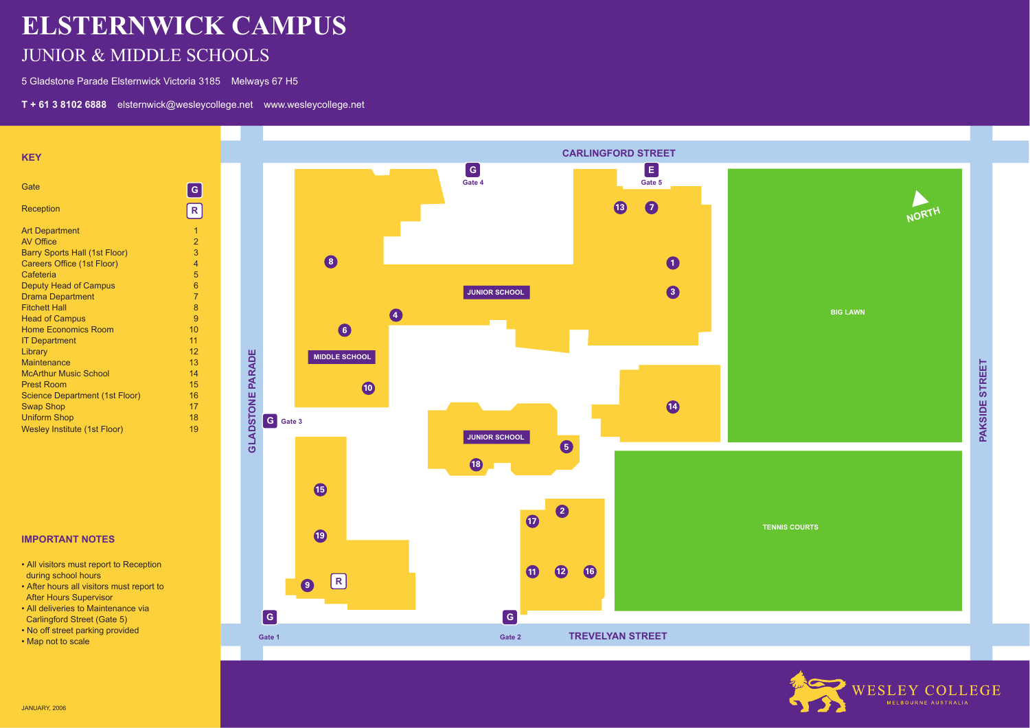# ELSTERNWICK CAMPUS

## JUNIOR & MIDDLE SCHOOLS

5 Gladstone Parade Elsternwick Victoria 3185    Melways 67 H5

**T + 61 3 8102 6888**    elsternwick@wesleycollege.net    www.wesleycollege.net

### KEY

| | |
|---|---|
| Gate | G |
| Reception | R |
| Art Department | 1 |
| AV Office | 2 |
| Barry Sports Hall (1st Floor) | 3 |
| Careers Office (1st Floor) | 4 |
| Cafeteria | 5 |
| Deputy Head of Campus | 6 |
| Drama Department | 7 |
| Fitchett Hall | 8 |
| Head of Campus | 9 |
| Home Economics Room | 10 |
| IT Department | 11 |
| Library | 12 |
| Maintenance | 13 |
| McArthur Music School | 14 |
| Prest Room | 15 |
| Science Department (1st Floor) | 16 |
| Swap Shop | 17 |
| Uniform Shop | 18 |
| Wesley Institute (1st Floor) | 19 |

### IMPORTANT NOTES

- All visitors must report to Reception during school hours
- After hours all visitors must report to After Hours Supervisor
- All deliveries to Maintenance via Carlingford Street (Gate 5)
- No off street parking provided
- Map not to scale

JANUARY, 2006

CARLINGFORD STREET

G Gate 4

E Gate 5

NORTH

JUNIOR SCHOOL

MIDDLE SCHOOL

BIG LAWN

GLADSTONE PARADE

G Gate 3

JUNIOR SCHOOL

TENNIS COURTS

PAKSIDE STREET

G Gate 1

G Gate 2

TREVELYAN STREET

WESLEY COLLEGE

MELBOURNE AUSTRALIA